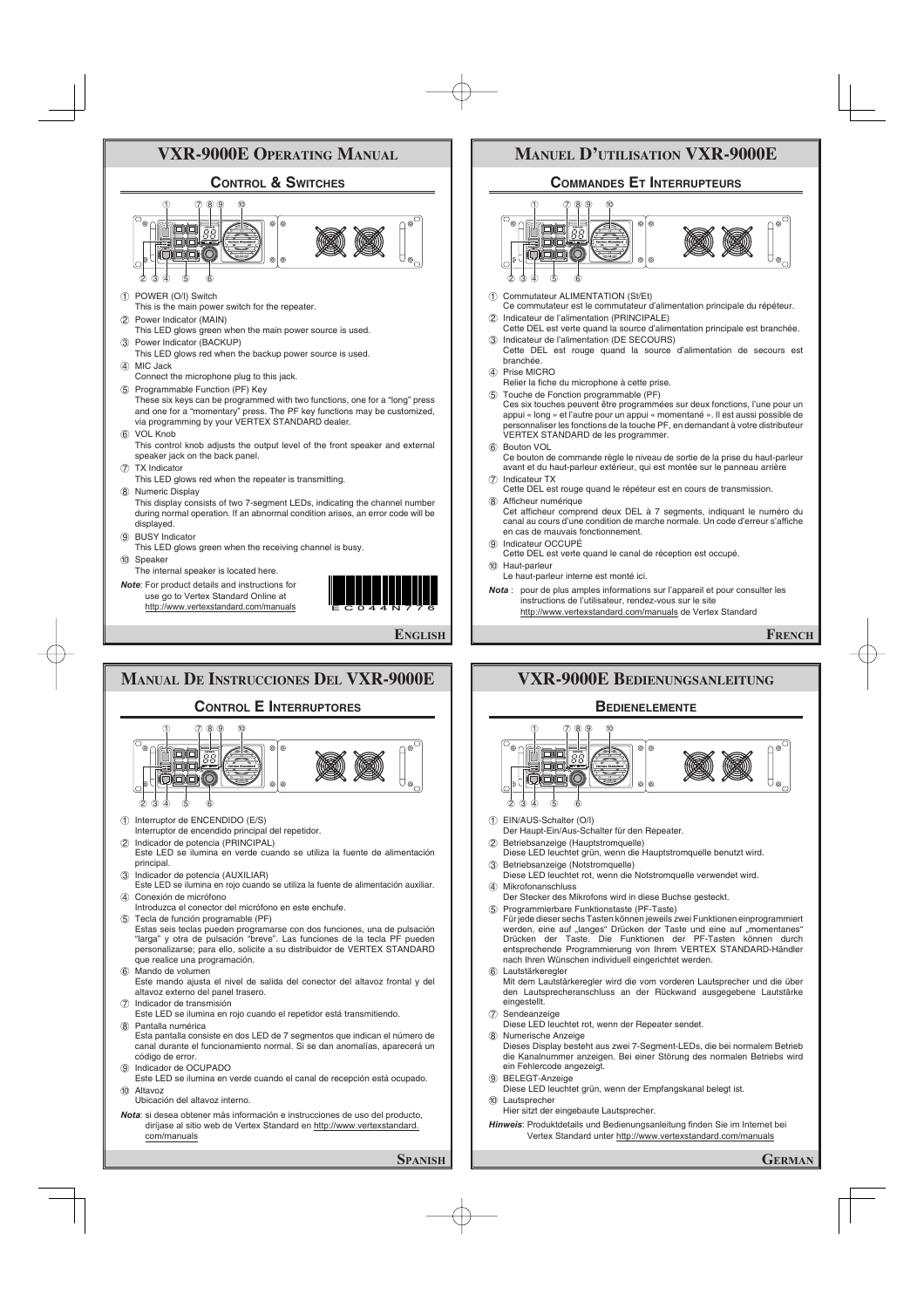# VXR-9000E Operating Manual

## Control & Switches

① POWER (O/I) Switch
This is the main power switch for the repeater.

② Power Indicator (MAIN)
This LED glows green when the main power source is used.

③ Power Indicator (BACKUP)
This LED glows red when the backup power source is used.

④ MIC Jack
Connect the microphone plug to this jack.

⑤ Programmable Function (PF) Key
These six keys can be programmed with two functions, one for a "long" press and one for a "momentary" press. The PF key functions may be customized, via programming by your VERTEX STANDARD dealer.

⑥ VOL Knob
This control knob adjusts the output level of the front speaker and external speaker jack on the back panel.

⑦ TX Indicator
This LED glows red when the repeater is transmitting.

⑧ Numeric Display
This display consists of two 7-segment LEDs, indicating the channel number during normal operation. If an abnormal condition arises, an error code will be displayed.

⑨ BUSY Indicator
This LED glows green when the receiving channel is busy.

⑩ Speaker
The internal speaker is located here.

***Note***: For product details and instructions for use go to Vertex Standard Online at http://www.vertexstandard.com/manuals

EC044N776

**English**

# Manuel D'utilisation VXR-9000E

## Commandes Et Interrupteurs

① Commutateur ALIMENTATION (St/Et)
Ce commutateur est le commutateur d'alimentation principale du répéteur.

② Indicateur de l'alimentation (PRINCIPALE)
Cette DEL est verte quand la source d'alimentation principale est branchée.

③ Indicateur de l'alimentation (DE SECOURS)
Cette DEL est rouge quand la source d'alimentation de secours est branchée.

④ Prise MICRO
Relier la fiche du microphone à cette prise.

⑤ Touche de Fonction programmable (PF)
Ces six touches peuvent être programmées sur deux fonctions, l'une pour un appui « long » et l'autre pour un appui « momentané ». Il est aussi possible de personnaliser les fonctions de la touche PF, en demandant à votre distributeur VERTEX STANDARD de les programmer.

⑥ Bouton VOL
Ce bouton de commande règle le niveau de sortie de la prise du haut-parleur avant et du haut-parleur extérieur, qui est montée sur le panneau arrière

⑦ Indicateur TX
Cette DEL est rouge quand le répéteur est en cours de transmission.

⑧ Afficheur numérique
Cet afficheur comprend deux DEL à 7 segments, indiquant le numéro du canal au cours d'une condition de marche normale. Un code d'erreur s'affiche en cas de mauvais fonctionnement.

⑨ Indicateur OCCUPÉ
Cette DEL est verte quand le canal de réception est occupé.

⑩ Haut-parleur
Le haut-parleur interne est monté ici.

***Nota*** : pour de plus amples informations sur l'appareil et pour consulter les instructions de l'utilisateur, rendez-vous sur le site http://www.vertexstandard.com/manuals de Vertex Standard

**French**

# Manual De Instrucciones Del VXR-9000E

## Control E Interruptores

① Interruptor de ENCENDIDO (E/S)
Interruptor de encendido principal del repetidor.

② Indicador de potencia (PRINCIPAL)
Este LED se ilumina en verde cuando se utiliza la fuente de alimentación principal.

③ Indicador de potencia (AUXILIAR)
Este LED se ilumina en rojo cuando se utiliza la fuente de alimentación auxiliar.

④ Conexión de micrófono
Introduzca el conector del micrófono en este enchufe.

⑤ Tecla de función programable (PF)
Estas seis teclas pueden programarse con dos funciones, una de pulsación "larga" y otra de pulsación "breve". Las funciones de la tecla PF pueden personalizarse; para ello, solicite a su distribuidor de VERTEX STANDARD que realice una programación.

⑥ Mando de volumen
Este mando ajusta el nivel de salida del conector del altavoz frontal y del altavoz externo del panel trasero.

⑦ Indicador de transmisión
Este LED se ilumina en rojo cuando el repetidor está transmitiendo.

⑧ Pantalla numérica
Esta pantalla consiste en dos LED de 7 segmentos que indican el número de canal durante el funcionamiento normal. Si se dan anomalías, aparecerá un código de error.

⑨ Indicador de OCUPADO
Este LED se ilumina en verde cuando el canal de recepción está ocupado.

⑩ Altavoz
Ubicación del altavoz interno.

***Nota***: si desea obtener más información e instrucciones de uso del producto, diríjase al sitio web de Vertex Standard en http://www.vertexstandard.com/manuals

**Spanish**

# VXR-9000E Bedienungsanleitung

## Bedienelemente

① EIN/AUS-Schalter (O/I)
Der Haupt-Ein/Aus-Schalter für den Repeater.

② Betriebsanzeige (Hauptstromquelle)
Diese LED leuchtet grün, wenn die Hauptstromquelle benutzt wird.

③ Betriebsanzeige (Notstromquelle)
Diese LED leuchtet rot, wenn die Notstromquelle verwendet wird.

④ Mikrofonanschluss
Der Stecker des Mikrofons wird in diese Buchse gesteckt.

⑤ Programmierbare Funktionstaste (PF-Taste)
Für jede dieser sechs Tasten können jeweils zwei Funktionen einprogrammiert werden, eine auf „langes" Drücken der Taste und eine auf „momentanes" Drücken der Taste. Die Funktionen der PF-Tasten können durch entsprechende Programmierung von Ihrem VERTEX STANDARD-Händler nach Ihren Wünschen individuell eingerichtet werden.

⑥ Lautstärkeregler
Mit dem Lautstärkeregler wird die vom vorderen Lautsprecher und die über den Lautsprecheranschluss an der Rückwand ausgegebene Lautstärke eingestellt.

⑦ Sendeanzeige
Diese LED leuchtet rot, wenn der Repeater sendet.

⑧ Numerische Anzeige
Dieses Display besteht aus zwei 7-Segment-LEDs, die bei normalem Betrieb die Kanalnummer anzeigen. Bei einer Störung des normalen Betriebs wird ein Fehlercode angezeigt.

⑨ BELEGT-Anzeige
Diese LED leuchtet grün, wenn der Empfangskanal belegt ist.

⑩ Lautsprecher
Hier sitzt der eingebaute Lautsprecher.

***Hinweis***: Produktdetails und Bedienungsanleitung finden Sie im Internet bei Vertex Standard unter http://www.vertexstandard.com/manuals

**German**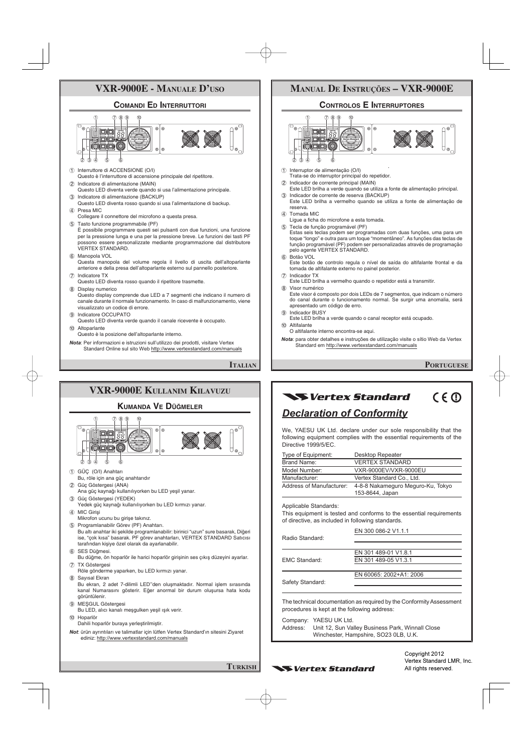# VXR-9000E - Manuale D'uso

## Comandi Ed Interruttori

① ⑦ ⑧ ⑨ ⑩
② ③ ④ ⑤ ⑥

① Interruttore di ACCENSIONE (O/I)
Questo è l'interruttore di accensione principale del ripetitore.

② Indicatore di alimentazione (MAIN)
Questo LED diventa verde quando si usa l'alimentazione principale.

③ Indicatore di alimentazione (BACKUP)
Questo LED diventa rosso quando si usa l'alimentazione di backup.

④ Presa MIC
Collegare il connettore del microfono a questa presa.

⑤ Tasto funzione programmabile (PF)
È possibile programmare questi sei pulsanti con due funzioni, una funzione per la pressione lunga e una per la pressione breve. Le funzioni dei tasti PF possono essere personalizzate mediante programmazione dal distributore VERTEX STANDARD.

⑥ Manopola VOL
Questa manopola del volume regola il livello di uscita dell'altoparlante anteriore e della presa dell'altoparlante esterno sul pannello posteriore.

⑦ Indicatore TX
Questo LED diventa rosso quando il ripetitore trasmette.

⑧ Display numerico
Questo display comprende due LED a 7 segmenti che indicano il numero di canale durante il normale funzionamento. In caso di malfunzionamento, viene visualizzato un codice di errore.

⑨ Indicatore OCCUPATO
Questo LED diventa verde quando il canale ricevente è occupato.

⑩ Altoparlante
Questo è la posizione dell'altoparlante interno.

***Nota***: Per informazioni e istruzioni sull'utilizzo dei prodotti, visitare Vertex Standard Online sul sito Web http://www.vertexstandard.com/manuals

ITALIAN

# Manual De Instruções – VXR-9000E

## Controlos E Interruptores

① ⑦ ⑧ ⑨ ⑩
② ③ ④ ⑤ ⑥

① Interruptor de alimentação (O/I)
Trata-se do interruptor principal do repetidor.

② Indicador de corrente principal (MAIN)
Este LED brilha a verde quando se utiliza a fonte de alimentação principal.

③ Indicador de corrente de reserva (BACKUP)
Este LED brilha a vermelho quando se utiliza a fonte de alimentação de reserva.

④ Tomada MIC
Ligue a ficha do microfone a esta tomada.

⑤ Tecla de função programável (PF)
Estas seis teclas podem ser programadas com duas funções, uma para um toque "longo" e outra para um toque "momentâneo". As funções das teclas de função programável (PF) podem ser personalizadas através de programação pelo agente VERTEX STANDARD.

⑥ Botão VOL
Este botão de controlo regula o nível de saída do altifalante frontal e da tomada de altifalante externo no painel posterior.

⑦ Indicador TX
Este LED brilha a vermelho quando o repetidor está a transmitir.

⑧ Visor numérico
Este visor é composto por dois LEDs de 7 segmentos, que indicam o número do canal durante o funcionamento normal. Se surgir uma anomalia, será apresentado um código de erro.

⑨ Indicador BUSY
Este LED brilha a verde quando o canal receptor está ocupado.

⑩ Altifalante
O altifalante interno encontra-se aqui.

***Nota***: para obter detalhes e instruções de utilização visite o sítio Web da Vertex Standard em http://www.vertexstandard.com/manuals

PORTUGUESE

# VXR-9000E Kullanim Kilavuzu

## Kumanda Ve Düğmeler

① ⑦ ⑧ ⑨ ⑩
② ③ ④ ⑤ ⑥

① GÜÇ (O/I) Anahtarı
Bu, röle için ana güç anahtarıdır

② Güç Göstergesi (ANA)
Ana güç kaynağı kullanılıyorken bu LED yeşil yanar.

③ Güç Göstergesi (YEDEK)
Yedek güç kaynağı kullanılıyorken bu LED kırmızı yanar.

④ MIC Girişi
Mikrofon ucunu bu girişe takınız.

⑤ Programlanabilir Görev (PF) Anahtarı.
Bu altı anahtar iki şekilde programlanabilir: birinici "uzun" sure basarak, Diğeri ise, "çok kısa" basarak. PF görev anahtarları, VERTEX STANDARD Satıcısı tarafından kişiye özel olarak da ayarlanabilir.

⑥ SES Düğmesi.
Bu düğme, ön hoparlör ile harici hoparlör girişinin ses çıkış düzeyini ayarlar.

⑦ TX Göstergesi
Röle gönderme yaparken, bu LED kırmızı yanar.

⑧ Sayısal Ekran
Bu ekran, 2 adet 7-dilimli LED"den oluşmaktadır. Normal işlem sırasında kanal Numarasını gösterir. Eğer anormal bir durum oluşursa hata kodu görüntülenir.

⑨ MEŞGUL Göstergesi
Bu LED, alıcı kanalı meşgulken yeşil ışık verir.

⑩ Hoparlör
Dahili hoparlör buraya yerleştirilmiştir.

***Not***: ürün ayrıntıları ve talimatlar için lütfen Vertex Standard'ın sitesini Ziyaret ediniz: http://www.vertexstandard.com/manuals

TURKISH

Vertex Standard

## Declaration of Conformity

We, YAESU UK Ltd. declare under our sole responsibility that the following equipment complies with the essential requirements of the Directive 1999/5/EC.

| | |
|---|---|
| Type of Equipment: | Desktop Repeater |
| Brand Name: | VERTEX STANDARD |
| Model Number: | VXR-9000EV/VXR-9000EU |
| Manufacturer: | Vertex Standard Co., Ltd. |
| Address of Manufacturer: | 4-8-8 Nakameguro Meguro-Ku, Tokyo 153-8644, Japan |

Applicable Standards:
This equipment is tested and conforms to the essential requirements of directive, as included in following standards.

| | |
|---|---|
| Radio Standard: | EN 300 086-2 V1.1.1 |
| EMC Standard: | EN 301 489-01 V1.8.1<br>EN 301 489-05 V1.3.1 |
| Safety Standard: | EN 60065: 2002+A1: 2006 |

The technical documentation as required by the Conformity Assessment procedures is kept at the following address:

Company: YAESU UK Ltd.
Address: Unit 12, Sun Valley Business Park, Winnall Close
Winchester, Hampshire, SO23 0LB, U.K.

Vertex Standard

Copyright 2012
Vertex Standard LMR, Inc.
All rights reserved.